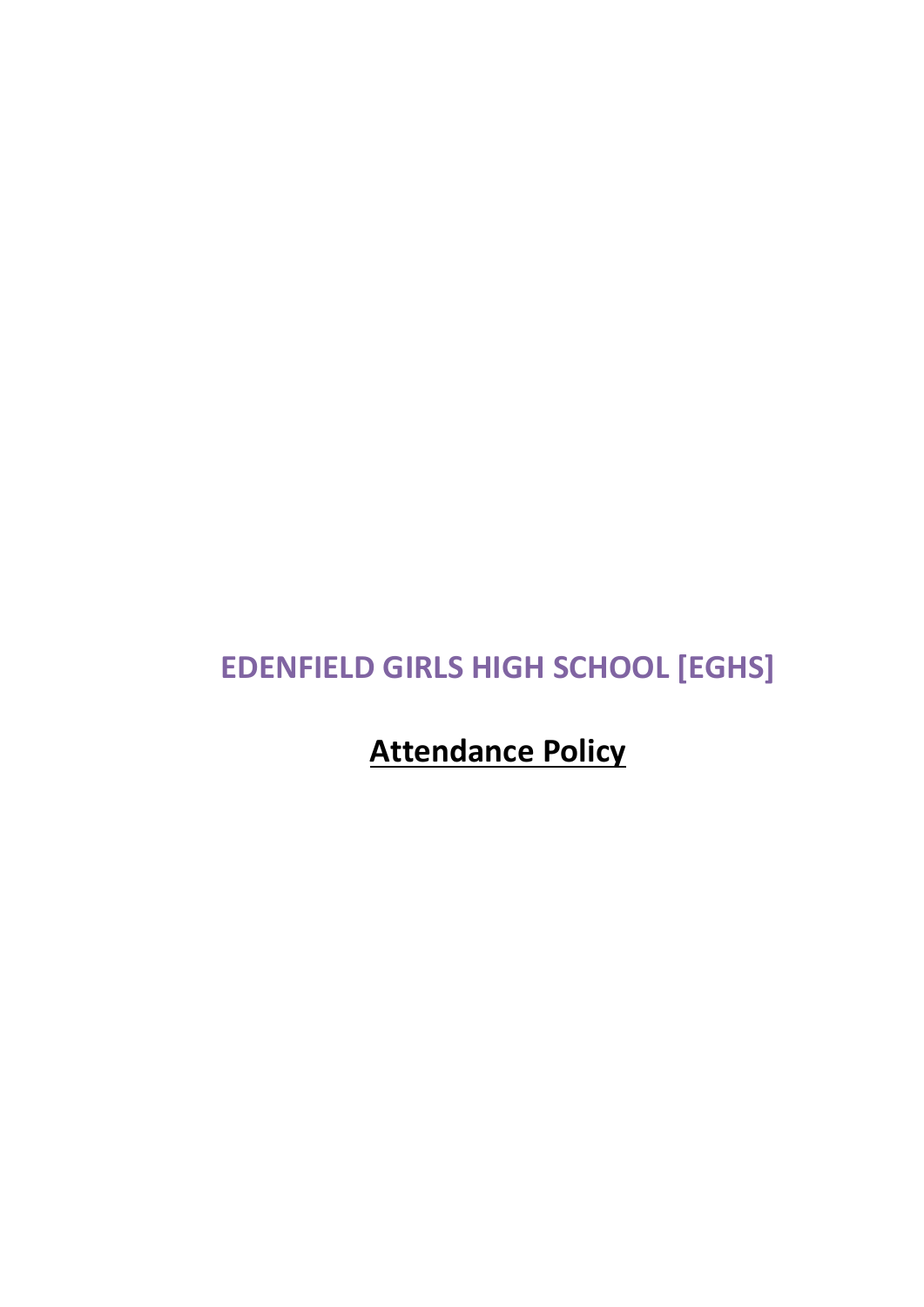# EDENFIELD GIRLS HIGH SCHOOL [EGHS]

## Attendance Policy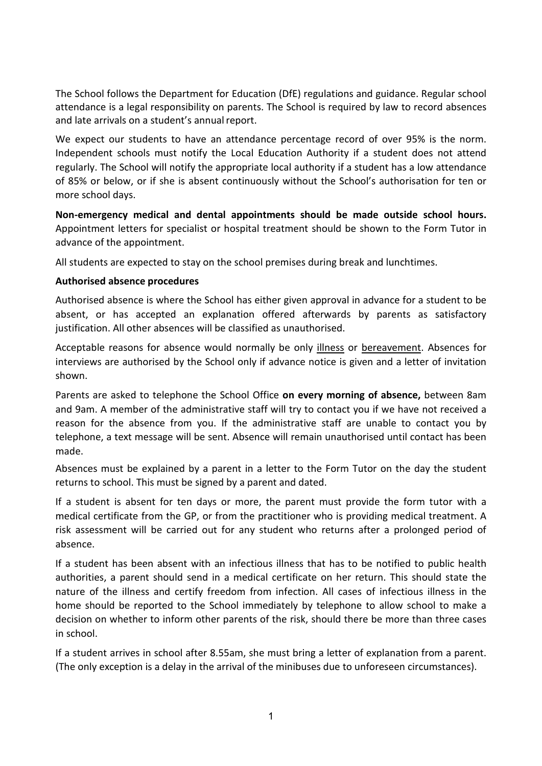The School follows the Department for Education (DfE) regulations and guidance. Regular school attendance is a legal responsibility on parents. The School is required by law to record absences and late arrivals on a student's annual report.

We expect our students to have an attendance percentage record of over 95% is the norm. Independent schools must notify the Local Education Authority if a student does not attend regularly. The School will notify the appropriate local authority if a student has a low attendance of 85% or below, or if she is absent continuously without the School's authorisation for ten or more school days.

**Non-emergency medical and dental appointments should be made outside school hours.** Appointment letters for specialist or hospital treatment should be shown to the Form Tutor in advance of the appointment.

All students are expected to stay on the school premises during break and lunchtimes.

**Authorised absence procedures**

Authorised absence is where the School has either given approval in advance for a student to be absent, or has accepted an explanation offered afterwards by parents as satisfactory justification. All other absences will be classified as unauthorised.

Acceptable reasons for absence would normally be only illness or bereavement. Absences for interviews are authorised by the School only if advance notice is given and a letter of invitation shown.

Parents are asked to telephone the School Office **on every morning of absence,** between 8am and 9am. A member of the administrative staff will try to contact you if we have not received a reason for the absence from you. If the administrative staff are unable to contact you by telephone, a text message will be sent. Absence will remain unauthorised until contact has been made.

Absences must be explained by a parent in a letter to the Form Tutor on the day the student returns to school. This must be signed by a parent and dated.

If a student is absent for ten days or more, the parent must provide the form tutor with a medical certificate from the GP, or from the practitioner who is providing medical treatment. A risk assessment will be carried out for any student who returns after a prolonged period of absence.

If a student has been absent with an infectious illness that has to be notified to public health authorities, a parent should send in a medical certificate on her return. This should state the nature of the illness and certify freedom from infection. All cases of infectious illness in the home should be reported to the School immediately by telephone to allow school to make a decision on whether to inform other parents of the risk, should there be more than three cases in school.

If a student arrives in school after 8.55am, she must bring a letter of explanation from a parent. (The only exception is a delay in the arrival of the minibuses due to unforeseen circumstances).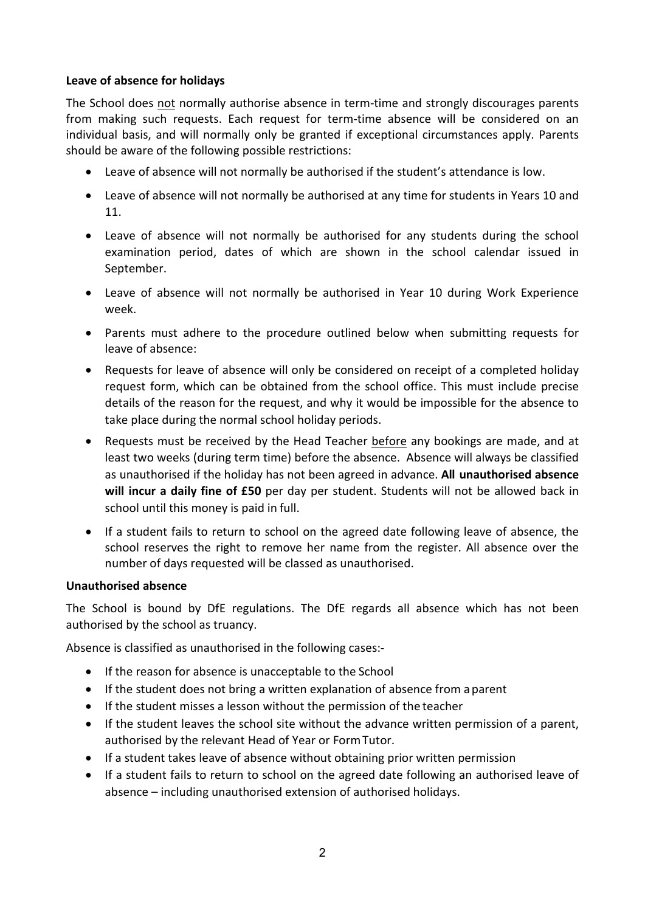### Leave of absence for holidays

The School does not normally authorise absence in term-time and strongly discourages parents from making such requests. Each request for term-time absence will be considered on an individual basis, and will normally only be granted if exceptional circumstances apply. Parents should be aware of the following possible restrictions:

- Leave of absence will not normally be authorised if the student's attendance is low.
- Leave of absence will not normally be authorised at any time for students in Years 10 and 11.
- Leave of absence will not normally be authorised for any students during the school examination period, dates of which are shown in the school calendar issued in September.
- Leave of absence will not normally be authorised in Year 10 during Work Experience week.
- Parents must adhere to the procedure outlined below when submitting requests for leave of absence:
- Requests for leave of absence will only be considered on receipt of a completed holiday request form, which can be obtained from the school office. This must include precise details of the reason for the request, and why it would be impossible for the absence to take place during the normal school holiday periods.
- Requests must be received by the Head Teacher before any bookings are made, and at least two weeks (during term time) before the absence. Absence will always be classified as unauthorised if the holiday has not been agreed in advance. **All unauthorised absence will incur a daily fine of £50** per day per student. Students will not be allowed back in school until this money is paid in full.
- If a student fails to return to school on the agreed date following leave of absence, the school reserves the right to remove her name from the register. All absence over the number of days requested will be classed as unauthorised.

### Unauthorised absence

The School is bound by DfE regulations. The DfE regards all absence which has not been authorised by the school as truancy.

Absence is classified as unauthorised in the following cases:-

- If the reason for absence is unacceptable to the School
- If the student does not bring a written explanation of absence from a parent
- If the student misses a lesson without the permission of the teacher
- If the student leaves the school site without the advance written permission of a parent, authorised by the relevant Head of Year or Form Tutor.
- If a student takes leave of absence without obtaining prior written permission
- If a student fails to return to school on the agreed date following an authorised leave of absence – including unauthorised extension of authorised holidays.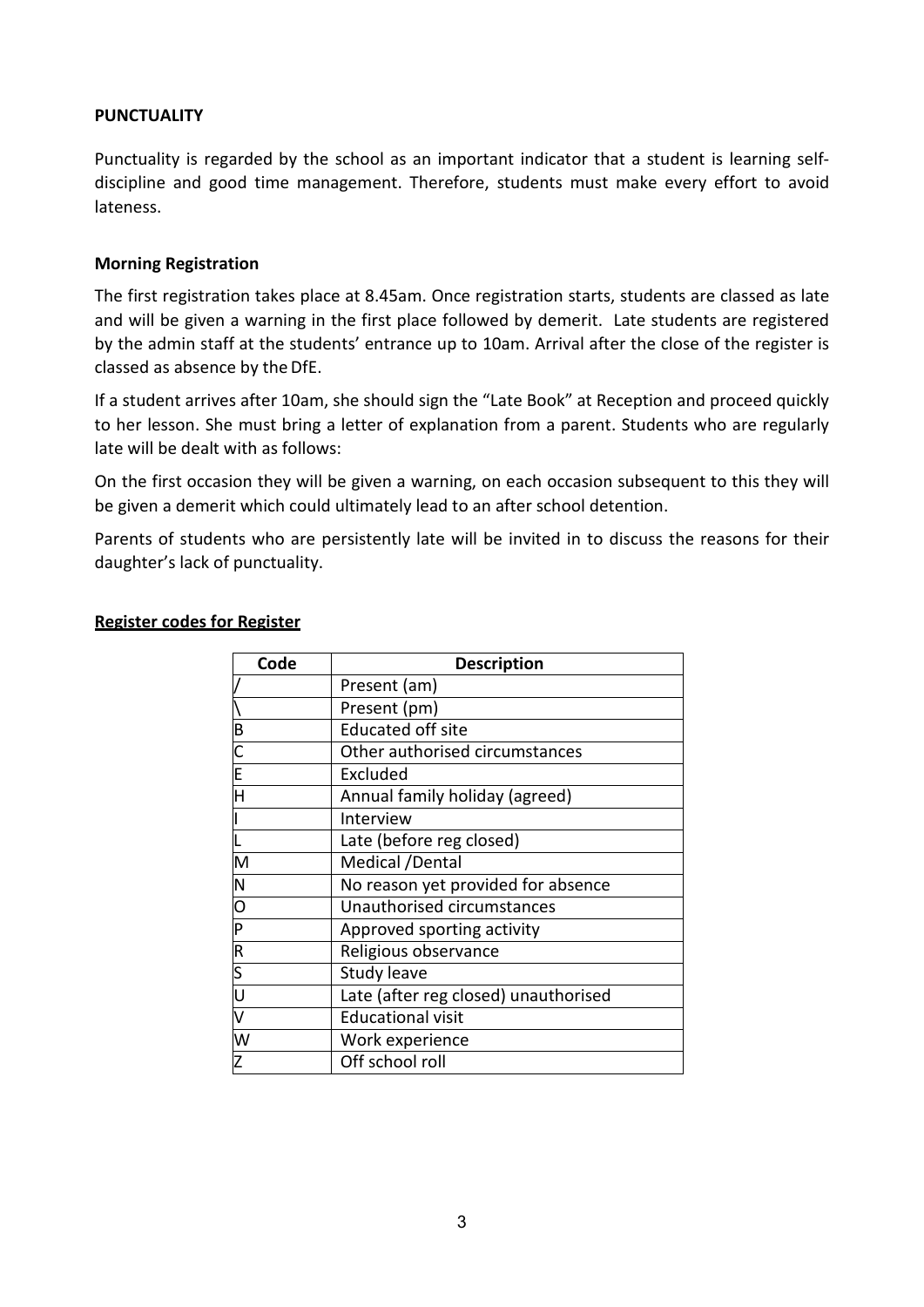## PUNCTUALITY

Punctuality is regarded by the school as an important indicator that a student is learning self-discipline and good time management. Therefore, students must make every effort to avoid lateness.

### Morning Registration

The first registration takes place at 8.45am. Once registration starts, students are classed as late and will be given a warning in the first place followed by demerit. Late students are registered by the admin staff at the students' entrance up to 10am. Arrival after the close of the register is classed as absence by the DfE.

If a student arrives after 10am, she should sign the "Late Book" at Reception and proceed quickly to her lesson. She must bring a letter of explanation from a parent. Students who are regularly late will be dealt with as follows:

On the first occasion they will be given a warning, on each occasion subsequent to this they will be given a demerit which could ultimately lead to an after school detention.

Parents of students who are persistently late will be invited in to discuss the reasons for their daughter's lack of punctuality.

**<u>Register codes for Register</u>**

| Code | Description |
|---|---|
| / | Present (am) |
| \ | Present (pm) |
| B | Educated off site |
| C | Other authorised circumstances |
| E | Excluded |
| H | Annual family holiday (agreed) |
| I | Interview |
| L | Late (before reg closed) |
| M | Medical /Dental |
| N | No reason yet provided for absence |
| O | Unauthorised circumstances |
| P | Approved sporting activity |
| R | Religious observance |
| S | Study leave |
| U | Late (after reg closed) unauthorised |
| V | Educational visit |
| W | Work experience |
| Z | Off school roll |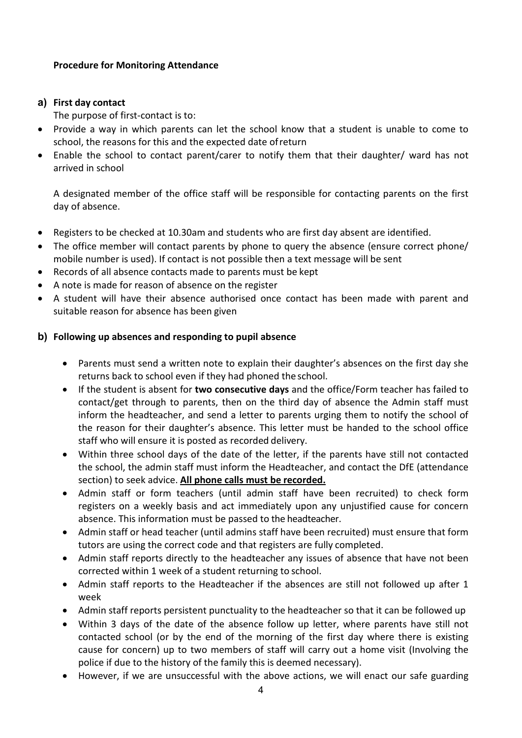**Procedure for Monitoring Attendance**

**a) First day contact**

The purpose of first-contact is to:

- Provide a way in which parents can let the school know that a student is unable to come to school, the reasons for this and the expected date of return
- Enable the school to contact parent/carer to notify them that their daughter/ ward has not arrived in school

A designated member of the office staff will be responsible for contacting parents on the first day of absence.

- Registers to be checked at 10.30am and students who are first day absent are identified.
- The office member will contact parents by phone to query the absence (ensure correct phone/ mobile number is used). If contact is not possible then a text message will be sent
- Records of all absence contacts made to parents must be kept
- A note is made for reason of absence on the register
- A student will have their absence authorised once contact has been made with parent and suitable reason for absence has been given

**b) Following up absences and responding to pupil absence**

- Parents must send a written note to explain their daughter's absences on the first day she returns back to school even if they had phoned the school.
- If the student is absent for **two consecutive days** and the office/Form teacher has failed to contact/get through to parents, then on the third day of absence the Admin staff must inform the headteacher, and send a letter to parents urging them to notify the school of the reason for their daughter's absence. This letter must be handed to the school office staff who will ensure it is posted as recorded delivery.
- Within three school days of the date of the letter, if the parents have still not contacted the school, the admin staff must inform the Headteacher, and contact the DfE (attendance section) to seek advice. **All phone calls must be recorded.**
- Admin staff or form teachers (until admin staff have been recruited) to check form registers on a weekly basis and act immediately upon any unjustified cause for concern absence. This information must be passed to the headteacher.
- Admin staff or head teacher (until admins staff have been recruited) must ensure that form tutors are using the correct code and that registers are fully completed.
- Admin staff reports directly to the headteacher any issues of absence that have not been corrected within 1 week of a student returning to school.
- Admin staff reports to the Headteacher if the absences are still not followed up after 1 week
- Admin staff reports persistent punctuality to the headteacher so that it can be followed up
- Within 3 days of the date of the absence follow up letter, where parents have still not contacted school (or by the end of the morning of the first day where there is existing cause for concern) up to two members of staff will carry out a home visit (Involving the police if due to the history of the family this is deemed necessary).
- However, if we are unsuccessful with the above actions, we will enact our safe guarding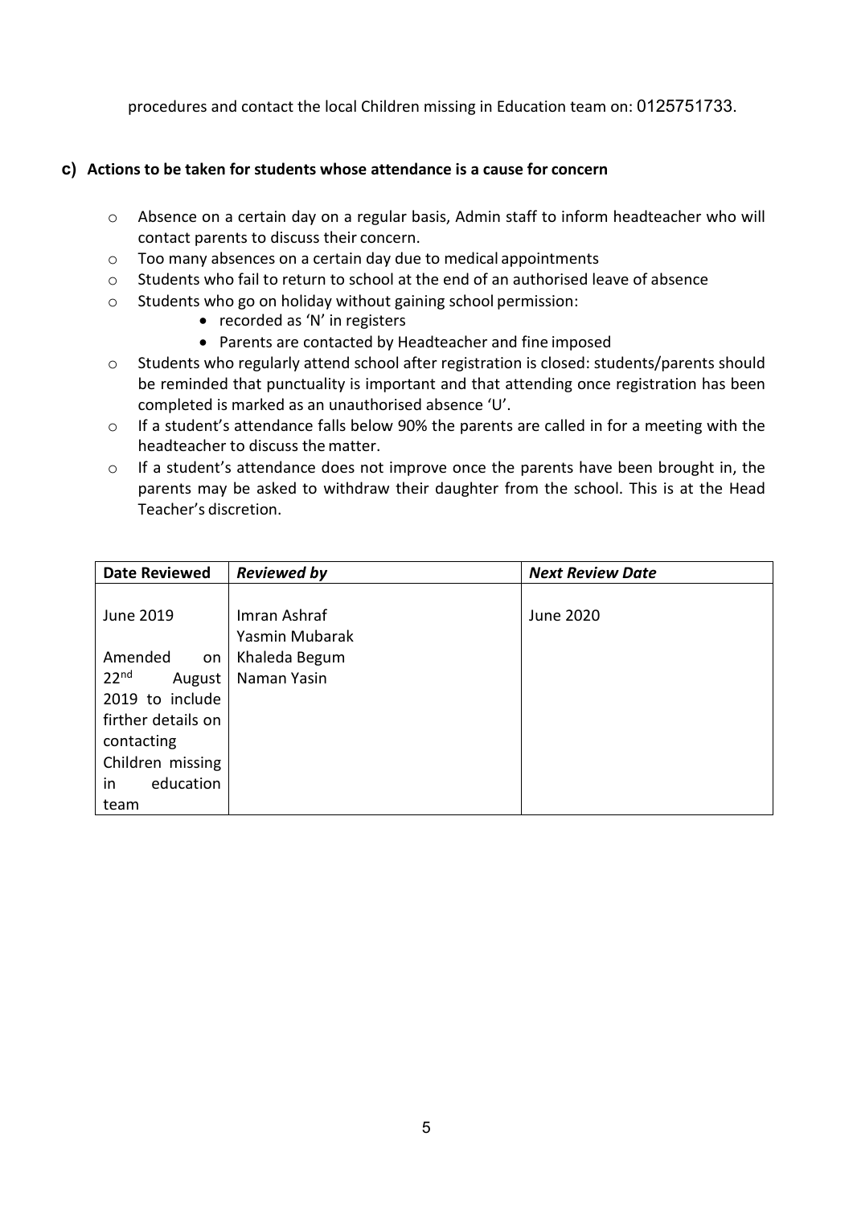procedures and contact the local Children missing in Education team on: 0125751733.

### c) Actions to be taken for students whose attendance is a cause for concern

- Absence on a certain day on a regular basis, Admin staff to inform headteacher who will contact parents to discuss their concern.
- Too many absences on a certain day due to medical appointments
- Students who fail to return to school at the end of an authorised leave of absence
- Students who go on holiday without gaining school permission:
  - recorded as 'N' in registers
  - Parents are contacted by Headteacher and fine imposed
- Students who regularly attend school after registration is closed: students/parents should be reminded that punctuality is important and that attending once registration has been completed is marked as an unauthorised absence 'U'.
- If a student's attendance falls below 90% the parents are called in for a meeting with the headteacher to discuss the matter.
- If a student's attendance does not improve once the parents have been brought in, the parents may be asked to withdraw their daughter from the school. This is at the Head Teacher's discretion.

| **Date Reviewed** | ***Reviewed by*** | ***Next Review Date*** |
|---|---|---|
| June 2019<br><br>Amended on 22nd August 2019 to include firther details on contacting Children missing in education team | Imran Ashraf<br>Yasmin Mubarak<br>Khaleda Begum<br>Naman Yasin | June 2020 |